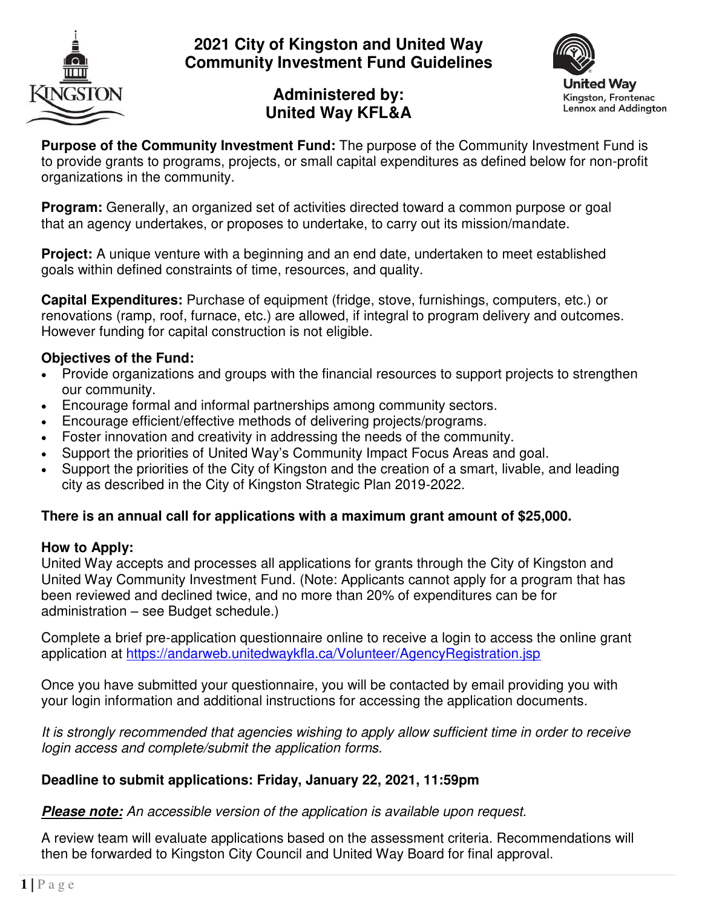# 2021 City of Kingston and United Way Community Investment Fund Guidelines

## Administered by: United Way KFL&A

United Way
Kingston, Frontenac
Lennox and Addington

**Purpose of the Community Investment Fund:** The purpose of the Community Investment Fund is to provide grants to programs, projects, or small capital expenditures as defined below for non-profit organizations in the community.

**Program:** Generally, an organized set of activities directed toward a common purpose or goal that an agency undertakes, or proposes to undertake, to carry out its mission/mandate.

**Project:** A unique venture with a beginning and an end date, undertaken to meet established goals within defined constraints of time, resources, and quality.

**Capital Expenditures:** Purchase of equipment (fridge, stove, furnishings, computers, etc.) or renovations (ramp, roof, furnace, etc.) are allowed, if integral to program delivery and outcomes. However funding for capital construction is not eligible.

**Objectives of the Fund:**

- Provide organizations and groups with the financial resources to support projects to strengthen our community.
- Encourage formal and informal partnerships among community sectors.
- Encourage efficient/effective methods of delivering projects/programs.
- Foster innovation and creativity in addressing the needs of the community.
- Support the priorities of United Way's Community Impact Focus Areas and goal.
- Support the priorities of the City of Kingston and the creation of a smart, livable, and leading city as described in the City of Kingston Strategic Plan 2019-2022.

**There is an annual call for applications with a maximum grant amount of $25,000.**

**How to Apply:**
United Way accepts and processes all applications for grants through the City of Kingston and United Way Community Investment Fund. (Note: Applicants cannot apply for a program that has been reviewed and declined twice, and no more than 20% of expenditures can be for administration – see Budget schedule.)

Complete a brief pre-application questionnaire online to receive a login to access the online grant application at https://andarweb.unitedwaykfla.ca/Volunteer/AgencyRegistration.jsp

Once you have submitted your questionnaire, you will be contacted by email providing you with your login information and additional instructions for accessing the application documents.

*It is strongly recommended that agencies wishing to apply allow sufficient time in order to receive login access and complete/submit the application forms.*

**Deadline to submit applications: Friday, January 22, 2021, 11:59pm**

***Please note:*** *An accessible version of the application is available upon request.*

A review team will evaluate applications based on the assessment criteria. Recommendations will then be forwarded to Kingston City Council and United Way Board for final approval.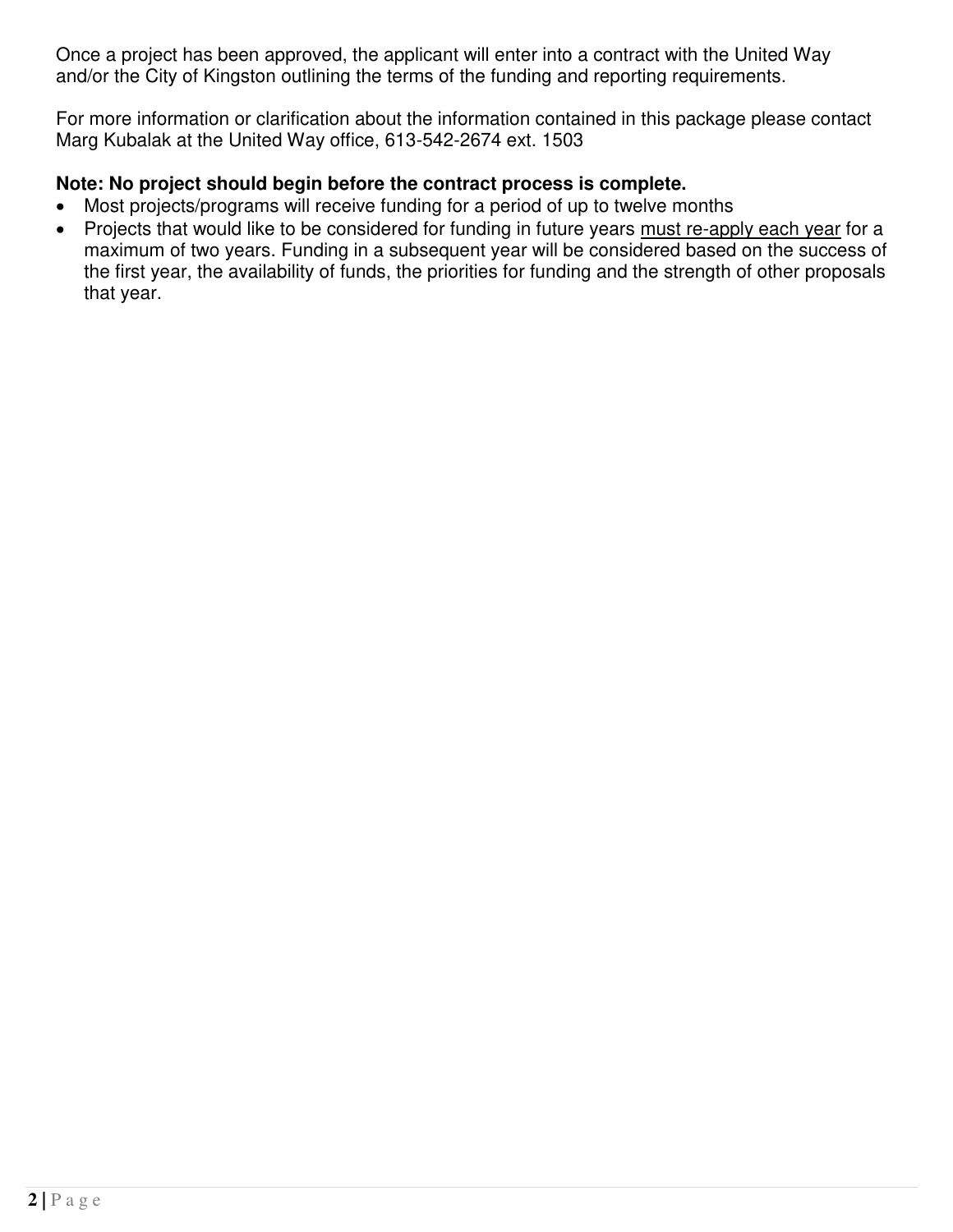Once a project has been approved, the applicant will enter into a contract with the United Way and/or the City of Kingston outlining the terms of the funding and reporting requirements.

For more information or clarification about the information contained in this package please contact Marg Kubalak at the United Way office, 613-542-2674 ext. 1503

**Note: No project should begin before the contract process is complete.**

- Most projects/programs will receive funding for a period of up to twelve months
- Projects that would like to be considered for funding in future years must re-apply each year for a maximum of two years. Funding in a subsequent year will be considered based on the success of the first year, the availability of funds, the priorities for funding and the strength of other proposals that year.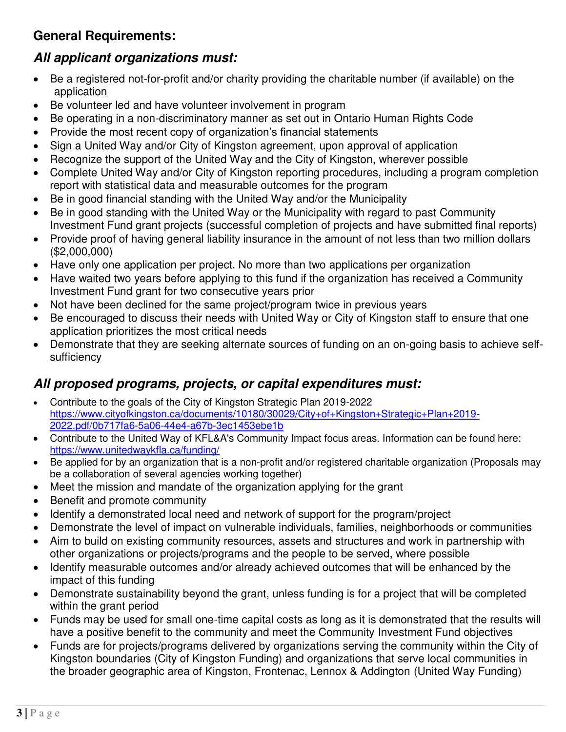## General Requirements:

### *All applicant organizations must:*

- Be a registered not-for-profit and/or charity providing the charitable number (if available) on the application
- Be volunteer led and have volunteer involvement in program
- Be operating in a non-discriminatory manner as set out in Ontario Human Rights Code
- Provide the most recent copy of organization's financial statements
- Sign a United Way and/or City of Kingston agreement, upon approval of application
- Recognize the support of the United Way and the City of Kingston, wherever possible
- Complete United Way and/or City of Kingston reporting procedures, including a program completion report with statistical data and measurable outcomes for the program
- Be in good financial standing with the United Way and/or the Municipality
- Be in good standing with the United Way or the Municipality with regard to past Community Investment Fund grant projects (successful completion of projects and have submitted final reports)
- Provide proof of having general liability insurance in the amount of not less than two million dollars ($2,000,000)
- Have only one application per project. No more than two applications per organization
- Have waited two years before applying to this fund if the organization has received a Community Investment Fund grant for two consecutive years prior
- Not have been declined for the same project/program twice in previous years
- Be encouraged to discuss their needs with United Way or City of Kingston staff to ensure that one application prioritizes the most critical needs
- Demonstrate that they are seeking alternate sources of funding on an on-going basis to achieve self-sufficiency

### *All proposed programs, projects, or capital expenditures must:*

- Contribute to the goals of the City of Kingston Strategic Plan 2019-2022 https://www.cityofkingston.ca/documents/10180/30029/City+of+Kingston+Strategic+Plan+2019-2022.pdf/0b717fa6-5a06-44e4-a67b-3ec1453ebe1b
- Contribute to the United Way of KFL&A's Community Impact focus areas. Information can be found here: https://www.unitedwaykfla.ca/funding/
- Be applied for by an organization that is a non-profit and/or registered charitable organization (Proposals may be a collaboration of several agencies working together)
- Meet the mission and mandate of the organization applying for the grant
- Benefit and promote community
- Identify a demonstrated local need and network of support for the program/project
- Demonstrate the level of impact on vulnerable individuals, families, neighborhoods or communities
- Aim to build on existing community resources, assets and structures and work in partnership with other organizations or projects/programs and the people to be served, where possible
- Identify measurable outcomes and/or already achieved outcomes that will be enhanced by the impact of this funding
- Demonstrate sustainability beyond the grant, unless funding is for a project that will be completed within the grant period
- Funds may be used for small one-time capital costs as long as it is demonstrated that the results will have a positive benefit to the community and meet the Community Investment Fund objectives
- Funds are for projects/programs delivered by organizations serving the community within the City of Kingston boundaries (City of Kingston Funding) and organizations that serve local communities in the broader geographic area of Kingston, Frontenac, Lennox & Addington (United Way Funding)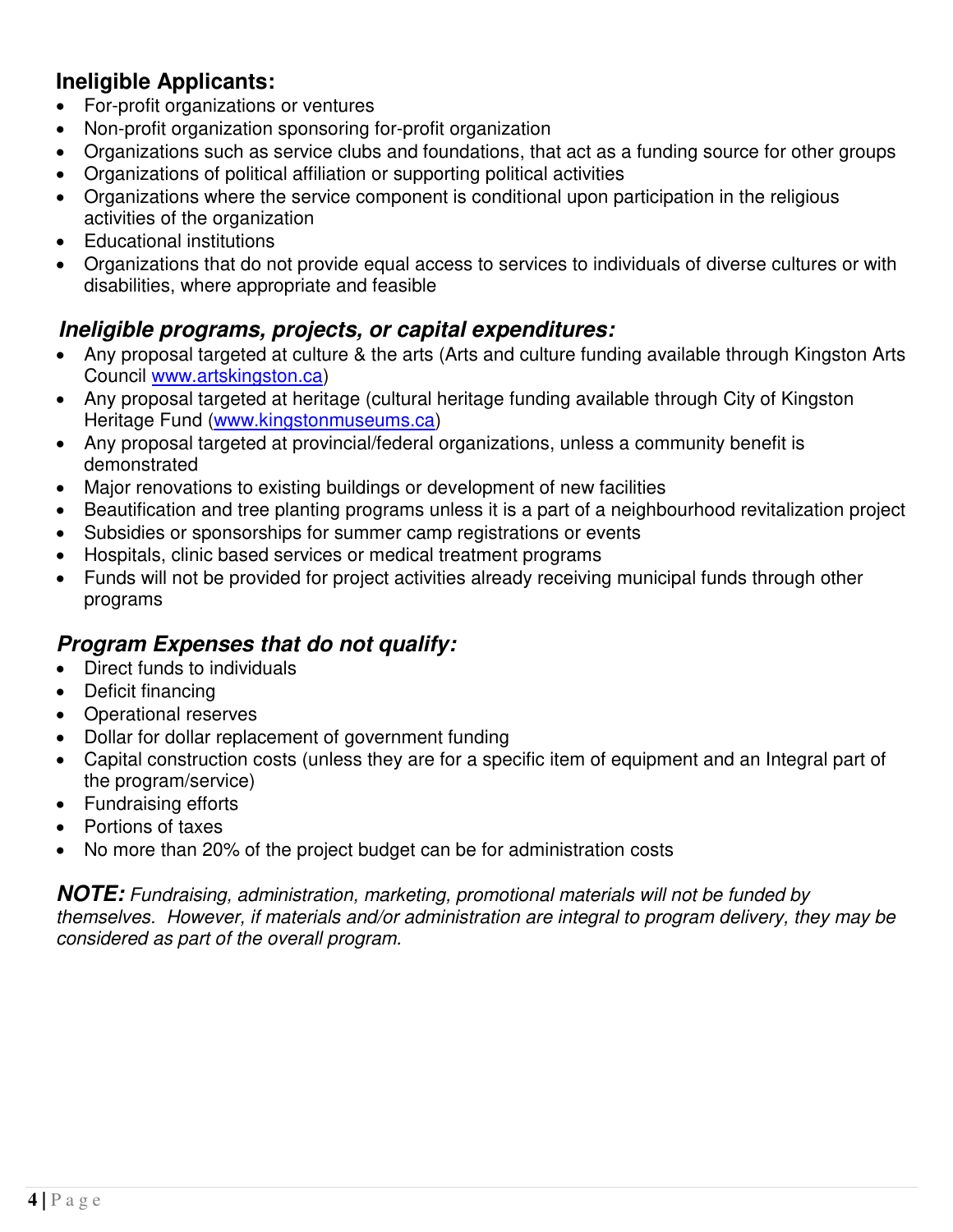## Ineligible Applicants:

- For-profit organizations or ventures
- Non-profit organization sponsoring for-profit organization
- Organizations such as service clubs and foundations, that act as a funding source for other groups
- Organizations of political affiliation or supporting political activities
- Organizations where the service component is conditional upon participation in the religious activities of the organization
- Educational institutions
- Organizations that do not provide equal access to services to individuals of diverse cultures or with disabilities, where appropriate and feasible

## *Ineligible programs, projects, or capital expenditures:*

- Any proposal targeted at culture & the arts (Arts and culture funding available through Kingston Arts Council [www.artskingston.ca](http://www.artskingston.ca))
- Any proposal targeted at heritage (cultural heritage funding available through City of Kingston Heritage Fund ([www.kingstonmuseums.ca](http://www.kingstonmuseums.ca))
- Any proposal targeted at provincial/federal organizations, unless a community benefit is demonstrated
- Major renovations to existing buildings or development of new facilities
- Beautification and tree planting programs unless it is a part of a neighbourhood revitalization project
- Subsidies or sponsorships for summer camp registrations or events
- Hospitals, clinic based services or medical treatment programs
- Funds will not be provided for project activities already receiving municipal funds through other programs

## *Program Expenses that do not qualify:*

- Direct funds to individuals
- Deficit financing
- Operational reserves
- Dollar for dollar replacement of government funding
- Capital construction costs (unless they are for a specific item of equipment and an Integral part of the program/service)
- Fundraising efforts
- Portions of taxes
- No more than 20% of the project budget can be for administration costs

***NOTE:*** *Fundraising, administration, marketing, promotional materials will not be funded by themselves. However, if materials and/or administration are integral to program delivery, they may be considered as part of the overall program.*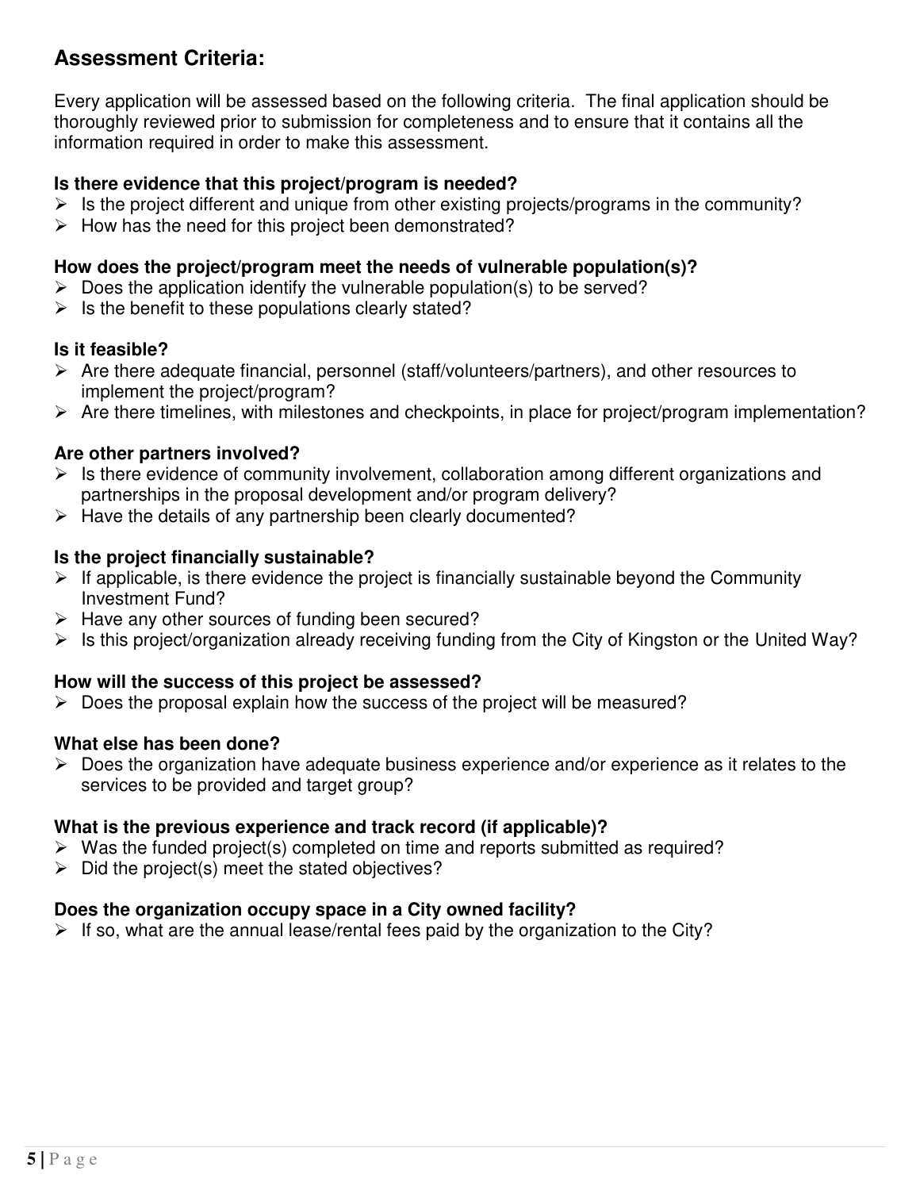## Assessment Criteria:

Every application will be assessed based on the following criteria. The final application should be thoroughly reviewed prior to submission for completeness and to ensure that it contains all the information required in order to make this assessment.

**Is there evidence that this project/program is needed?**

- Is the project different and unique from other existing projects/programs in the community?
- How has the need for this project been demonstrated?

**How does the project/program meet the needs of vulnerable population(s)?**

- Does the application identify the vulnerable population(s) to be served?
- Is the benefit to these populations clearly stated?

**Is it feasible?**

- Are there adequate financial, personnel (staff/volunteers/partners), and other resources to implement the project/program?
- Are there timelines, with milestones and checkpoints, in place for project/program implementation?

**Are other partners involved?**

- Is there evidence of community involvement, collaboration among different organizations and partnerships in the proposal development and/or program delivery?
- Have the details of any partnership been clearly documented?

**Is the project financially sustainable?**

- If applicable, is there evidence the project is financially sustainable beyond the Community Investment Fund?
- Have any other sources of funding been secured?
- Is this project/organization already receiving funding from the City of Kingston or the United Way?

**How will the success of this project be assessed?**

- Does the proposal explain how the success of the project will be measured?

**What else has been done?**

- Does the organization have adequate business experience and/or experience as it relates to the services to be provided and target group?

**What is the previous experience and track record (if applicable)?**

- Was the funded project(s) completed on time and reports submitted as required?
- Did the project(s) meet the stated objectives?

**Does the organization occupy space in a City owned facility?**

- If so, what are the annual lease/rental fees paid by the organization to the City?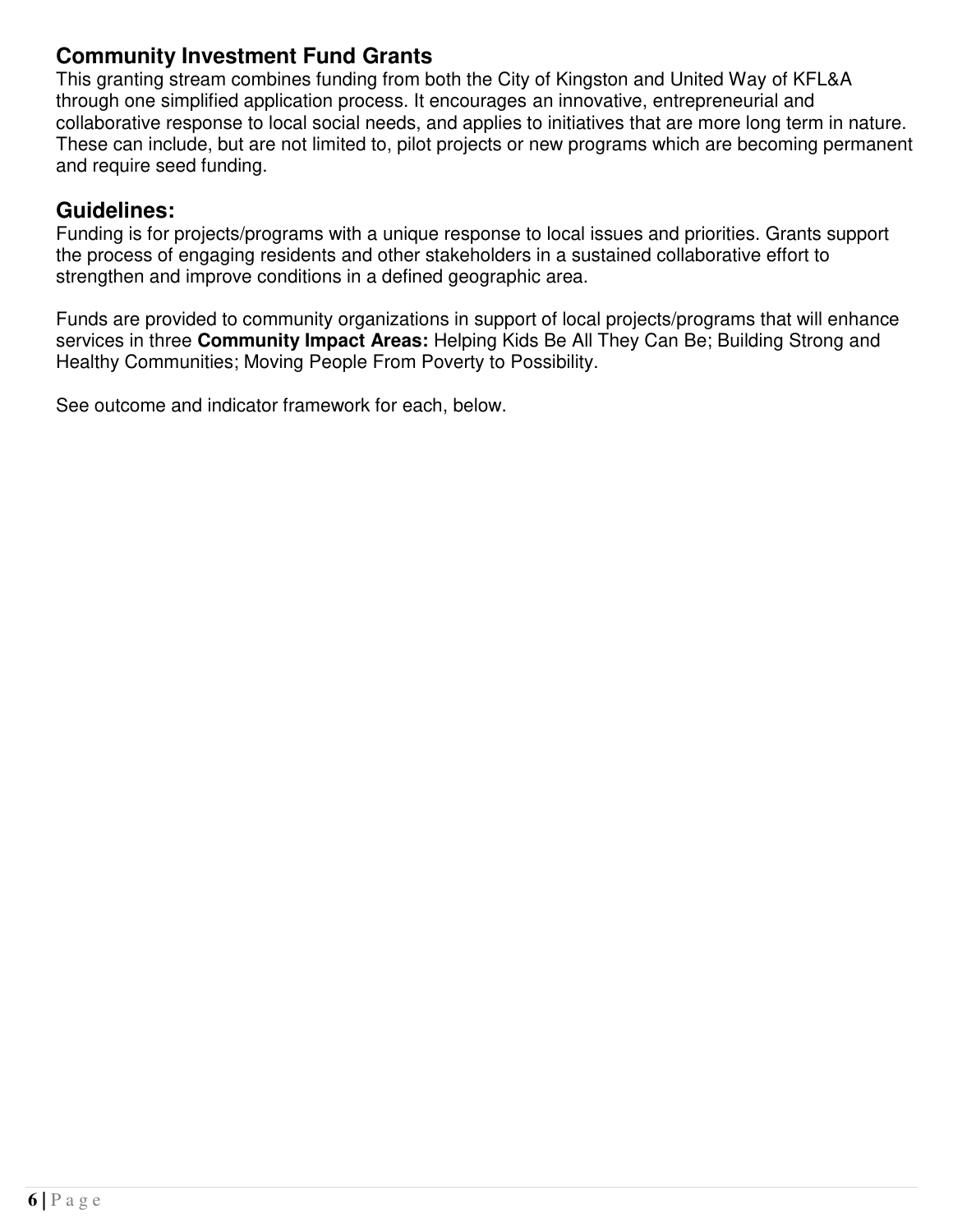## Community Investment Fund Grants

This granting stream combines funding from both the City of Kingston and United Way of KFL&A through one simplified application process. It encourages an innovative, entrepreneurial and collaborative response to local social needs, and applies to initiatives that are more long term in nature. These can include, but are not limited to, pilot projects or new programs which are becoming permanent and require seed funding.

## Guidelines:

Funding is for projects/programs with a unique response to local issues and priorities. Grants support the process of engaging residents and other stakeholders in a sustained collaborative effort to strengthen and improve conditions in a defined geographic area.

Funds are provided to community organizations in support of local projects/programs that will enhance services in three **Community Impact Areas:** Helping Kids Be All They Can Be; Building Strong and Healthy Communities; Moving People From Poverty to Possibility.

See outcome and indicator framework for each, below.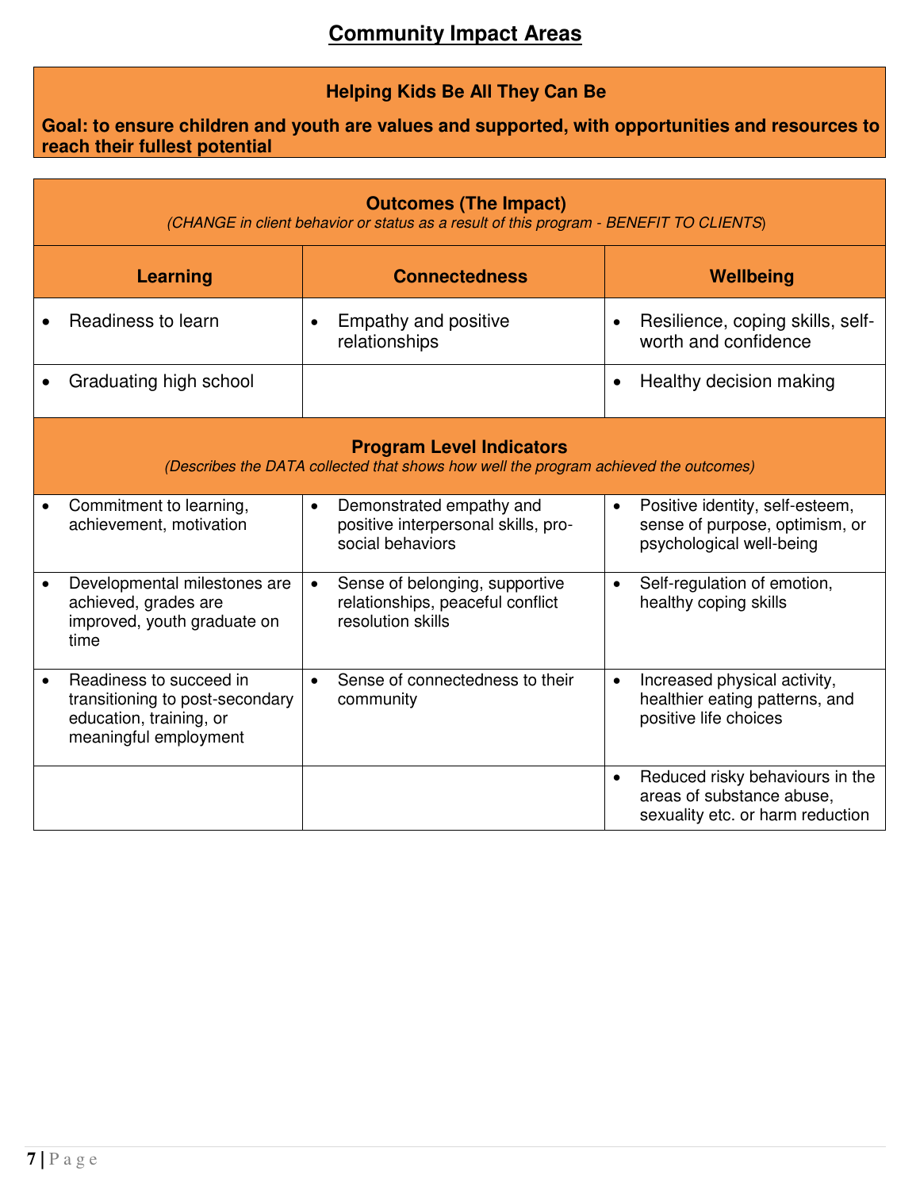## Community Impact Areas

**Helping Kids Be All They Can Be**

**Goal: to ensure children and youth are values and supported, with opportunities and resources to reach their fullest potential**

| **Outcomes (The Impact)** *(CHANGE in client behavior or status as a result of this program - BENEFIT TO CLIENTS)* | | |
|---|---|---|
| **Learning** | **Connectedness** | **Wellbeing** |
| • Readiness to learn | • Empathy and positive relationships | • Resilience, coping skills, self-worth and confidence |
| • Graduating high school | | • Healthy decision making |
| **Program Level Indicators** *(Describes the DATA collected that shows how well the program achieved the outcomes)* | | |
| • Commitment to learning, achievement, motivation | • Demonstrated empathy and positive interpersonal skills, pro-social behaviors | • Positive identity, self-esteem, sense of purpose, optimism, or psychological well-being |
| • Developmental milestones are achieved, grades are improved, youth graduate on time | • Sense of belonging, supportive relationships, peaceful conflict resolution skills | • Self-regulation of emotion, healthy coping skills |
| • Readiness to succeed in transitioning to post-secondary education, training, or meaningful employment | • Sense of connectedness to their community | • Increased physical activity, healthier eating patterns, and positive life choices |
| | | • Reduced risky behaviours in the areas of substance abuse, sexuality etc. or harm reduction |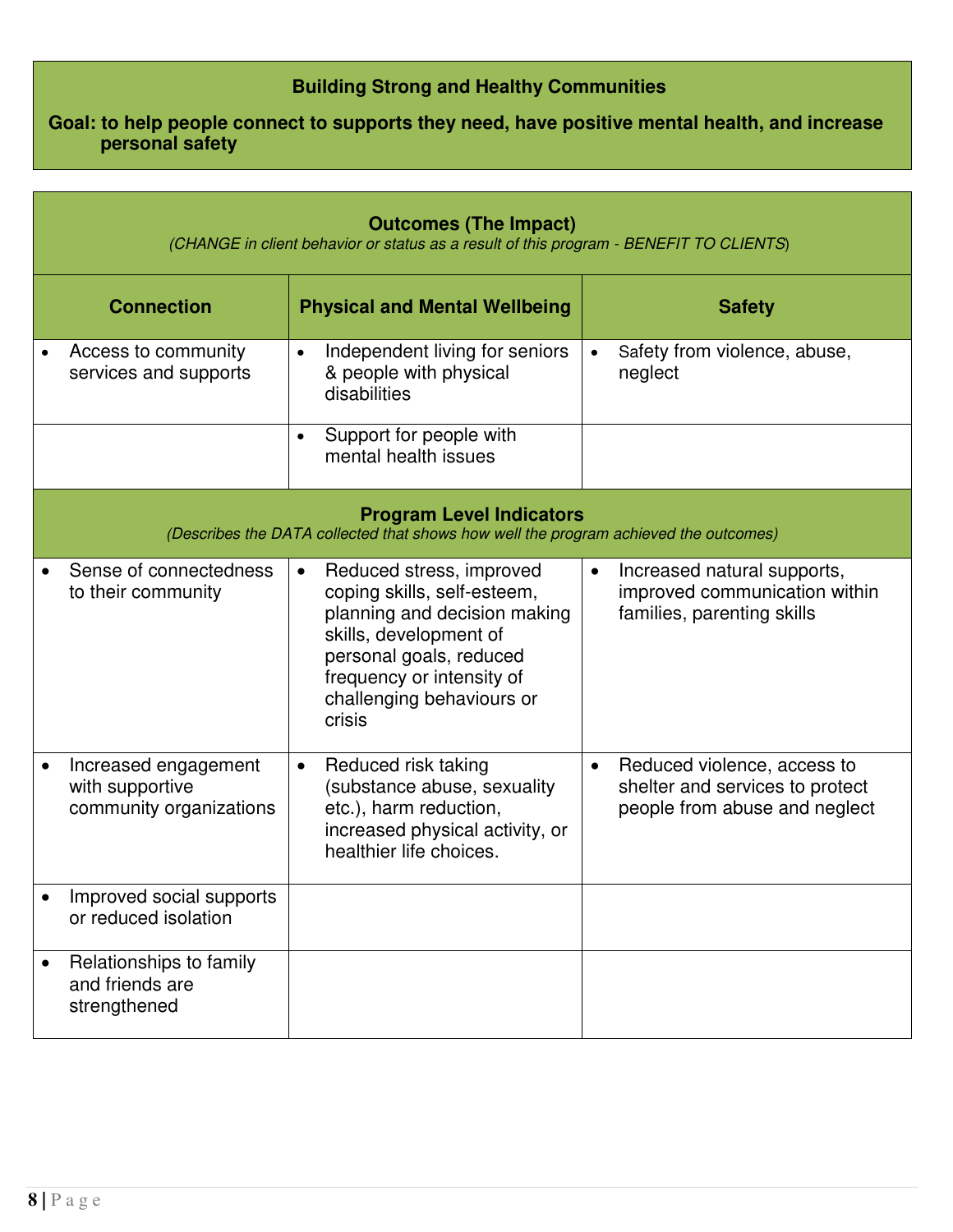**Building Strong and Healthy Communities**

**Goal: to help people connect to supports they need, have positive mental health, and increase personal safety**

| **Outcomes (The Impact)** *(CHANGE in client behavior or status as a result of this program - BENEFIT TO CLIENTS)* | | |
|---|---|---|
| **Connection** | **Physical and Mental Wellbeing** | **Safety** |
| • Access to community services and supports | • Independent living for seniors & people with physical disabilities | • Safety from violence, abuse, neglect |
| | • Support for people with mental health issues | |
| **Program Level Indicators** *(Describes the DATA collected that shows how well the program achieved the outcomes)* | | |
| • Sense of connectedness to their community | • Reduced stress, improved coping skills, self-esteem, planning and decision making skills, development of personal goals, reduced frequency or intensity of challenging behaviours or crisis | • Increased natural supports, improved communication within families, parenting skills |
| • Increased engagement with supportive community organizations | • Reduced risk taking (substance abuse, sexuality etc.), harm reduction, increased physical activity, or healthier life choices. | • Reduced violence, access to shelter and services to protect people from abuse and neglect |
| • Improved social supports or reduced isolation | | |
| • Relationships to family and friends are strengthened | | |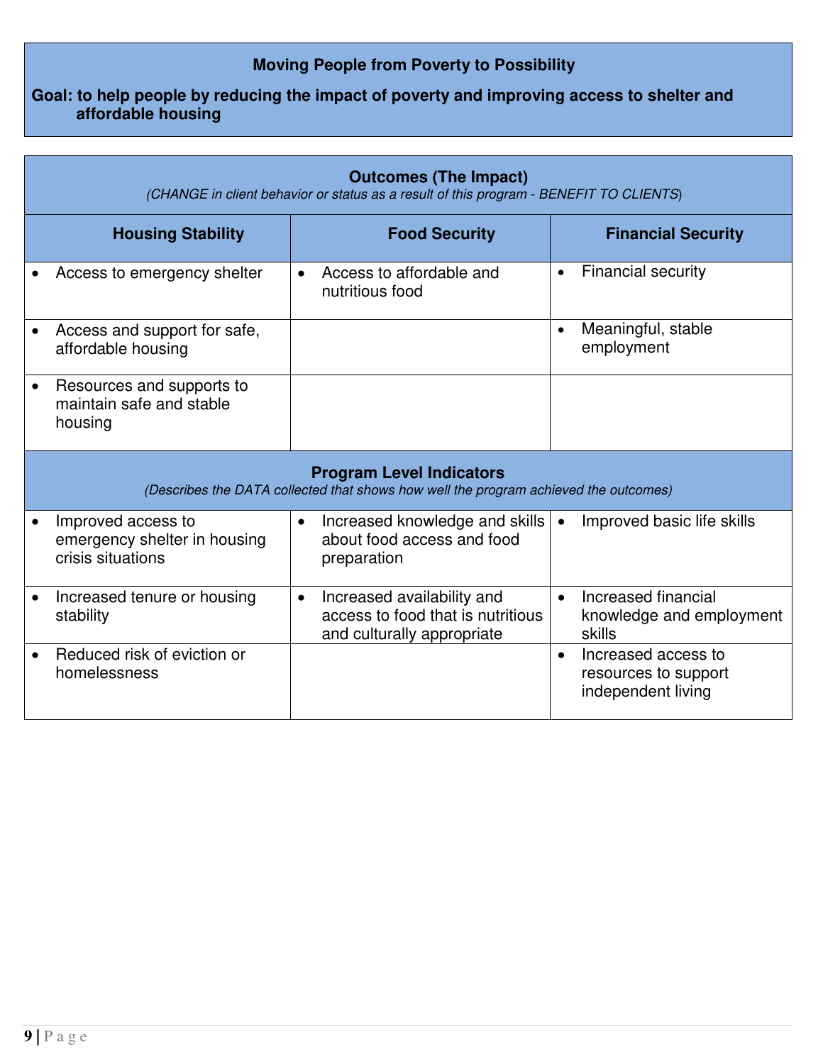**Moving People from Poverty to Possibility**

**Goal: to help people by reducing the impact of poverty and improving access to shelter and affordable housing**

| Outcomes (The Impact) *(CHANGE in client behavior or status as a result of this program - BENEFIT TO CLIENTS)* | | |
|---|---|---|
| **Housing Stability** | **Food Security** | **Financial Security** |
| • Access to emergency shelter | • Access to affordable and nutritious food | • Financial security |
| • Access and support for safe, affordable housing | | • Meaningful, stable employment |
| • Resources and supports to maintain safe and stable housing | | |
| **Program Level Indicators** *(Describes the DATA collected that shows how well the program achieved the outcomes)* | | |
| • Improved access to emergency shelter in housing crisis situations | • Increased knowledge and skills about food access and food preparation | • Improved basic life skills |
| • Increased tenure or housing stability | • Increased availability and access to food that is nutritious and culturally appropriate | • Increased financial knowledge and employment skills |
| • Reduced risk of eviction or homelessness | | • Increased access to resources to support independent living |